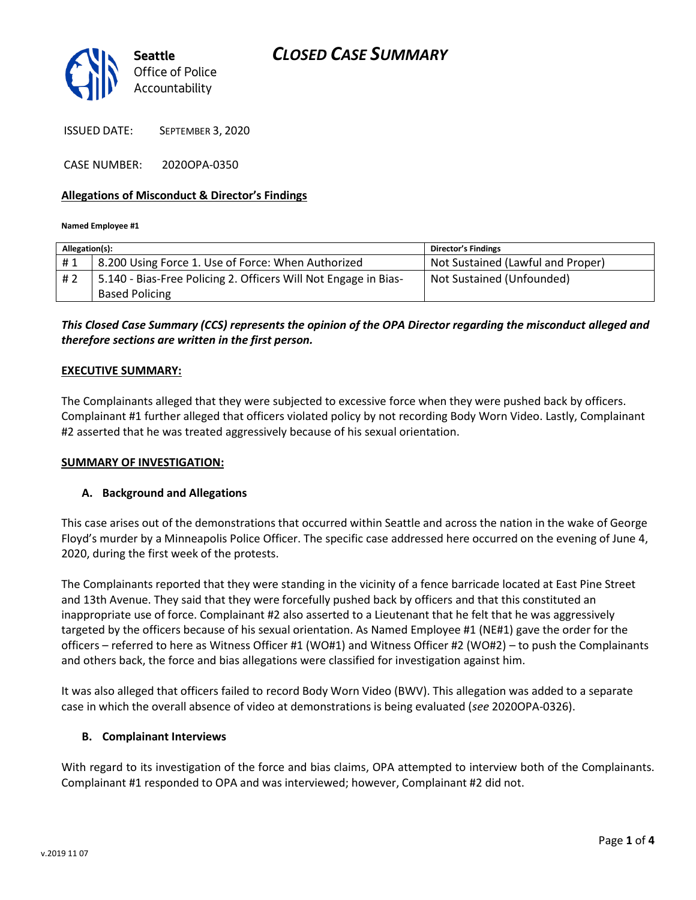Seattle Office of Police Accountability

# CLOSED CASE SUMMARY

ISSUED DATE: SEPTEMBER 3, 2020

CASE NUMBER: 2020OPA-0350

**Allegations of Misconduct & Director's Findings**

**Named Employee #1**

| Allegation(s): | | Director's Findings |
|---|---|---|
| # 1 | 8.200 Using Force 1. Use of Force: When Authorized | Not Sustained (Lawful and Proper) |
| # 2 | 5.140 - Bias-Free Policing 2. Officers Will Not Engage in Bias-Based Policing | Not Sustained (Unfounded) |

***This Closed Case Summary (CCS) represents the opinion of the OPA Director regarding the misconduct alleged and therefore sections are written in the first person.***

**EXECUTIVE SUMMARY:**

The Complainants alleged that they were subjected to excessive force when they were pushed back by officers. Complainant #1 further alleged that officers violated policy by not recording Body Worn Video. Lastly, Complainant #2 asserted that he was treated aggressively because of his sexual orientation.

**SUMMARY OF INVESTIGATION:**

**A. Background and Allegations**

This case arises out of the demonstrations that occurred within Seattle and across the nation in the wake of George Floyd's murder by a Minneapolis Police Officer. The specific case addressed here occurred on the evening of June 4, 2020, during the first week of the protests.

The Complainants reported that they were standing in the vicinity of a fence barricade located at East Pine Street and 13th Avenue. They said that they were forcefully pushed back by officers and that this constituted an inappropriate use of force. Complainant #2 also asserted to a Lieutenant that he felt that he was aggressively targeted by the officers because of his sexual orientation. As Named Employee #1 (NE#1) gave the order for the officers – referred to here as Witness Officer #1 (WO#1) and Witness Officer #2 (WO#2) – to push the Complainants and others back, the force and bias allegations were classified for investigation against him.

It was also alleged that officers failed to record Body Worn Video (BWV). This allegation was added to a separate case in which the overall absence of video at demonstrations is being evaluated (*see* 2020OPA-0326).

**B. Complainant Interviews**

With regard to its investigation of the force and bias claims, OPA attempted to interview both of the Complainants. Complainant #1 responded to OPA and was interviewed; however, Complainant #2 did not.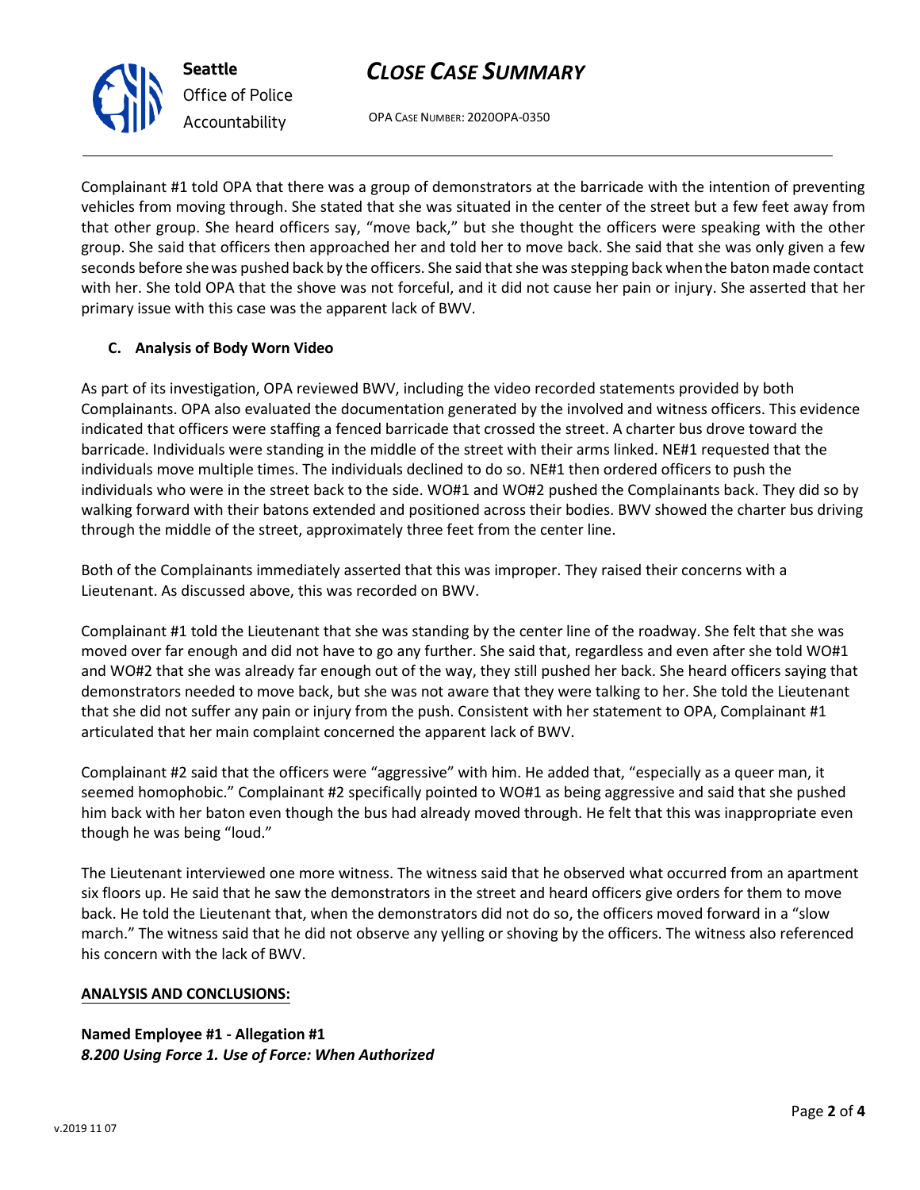Complainant #1 told OPA that there was a group of demonstrators at the barricade with the intention of preventing vehicles from moving through. She stated that she was situated in the center of the street but a few feet away from that other group. She heard officers say, "move back," but she thought the officers were speaking with the other group. She said that officers then approached her and told her to move back. She said that she was only given a few seconds before she was pushed back by the officers. She said that she was stepping back when the baton made contact with her. She told OPA that the shove was not forceful, and it did not cause her pain or injury. She asserted that her primary issue with this case was the apparent lack of BWV.

### C. Analysis of Body Worn Video

As part of its investigation, OPA reviewed BWV, including the video recorded statements provided by both Complainants. OPA also evaluated the documentation generated by the involved and witness officers. This evidence indicated that officers were staffing a fenced barricade that crossed the street. A charter bus drove toward the barricade. Individuals were standing in the middle of the street with their arms linked. NE#1 requested that the individuals move multiple times. The individuals declined to do so. NE#1 then ordered officers to push the individuals who were in the street back to the side. WO#1 and WO#2 pushed the Complainants back. They did so by walking forward with their batons extended and positioned across their bodies. BWV showed the charter bus driving through the middle of the street, approximately three feet from the center line.

Both of the Complainants immediately asserted that this was improper. They raised their concerns with a Lieutenant. As discussed above, this was recorded on BWV.

Complainant #1 told the Lieutenant that she was standing by the center line of the roadway. She felt that she was moved over far enough and did not have to go any further. She said that, regardless and even after she told WO#1 and WO#2 that she was already far enough out of the way, they still pushed her back. She heard officers saying that demonstrators needed to move back, but she was not aware that they were talking to her. She told the Lieutenant that she did not suffer any pain or injury from the push. Consistent with her statement to OPA, Complainant #1 articulated that her main complaint concerned the apparent lack of BWV.

Complainant #2 said that the officers were "aggressive" with him. He added that, "especially as a queer man, it seemed homophobic." Complainant #2 specifically pointed to WO#1 as being aggressive and said that she pushed him back with her baton even though the bus had already moved through. He felt that this was inappropriate even though he was being "loud."

The Lieutenant interviewed one more witness. The witness said that he observed what occurred from an apartment six floors up. He said that he saw the demonstrators in the street and heard officers give orders for them to move back. He told the Lieutenant that, when the demonstrators did not do so, the officers moved forward in a "slow march." The witness said that he did not observe any yelling or shoving by the officers. The witness also referenced his concern with the lack of BWV.

## ANALYSIS AND CONCLUSIONS:

**Named Employee #1 - Allegation #1**
***8.200 Using Force 1. Use of Force: When Authorized***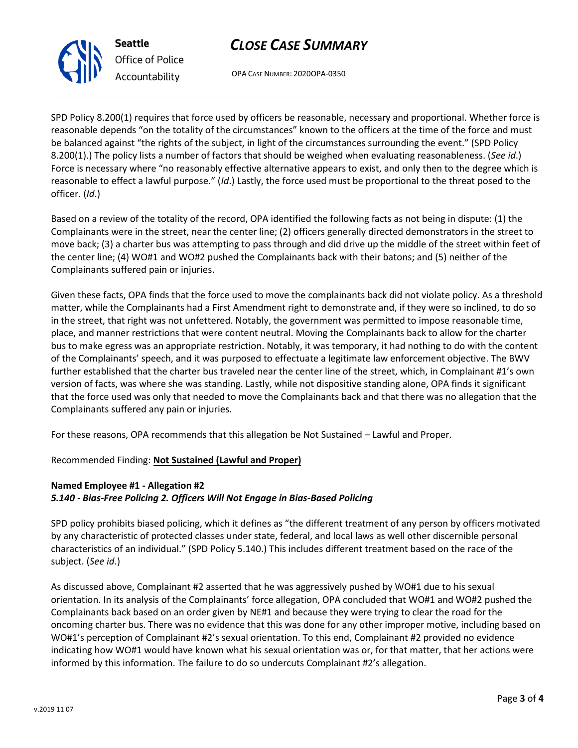SPD Policy 8.200(1) requires that force used by officers be reasonable, necessary and proportional. Whether force is reasonable depends "on the totality of the circumstances" known to the officers at the time of the force and must be balanced against "the rights of the subject, in light of the circumstances surrounding the event." (SPD Policy 8.200(1).) The policy lists a number of factors that should be weighed when evaluating reasonableness. (*See id*.) Force is necessary where "no reasonably effective alternative appears to exist, and only then to the degree which is reasonable to effect a lawful purpose." (*Id*.) Lastly, the force used must be proportional to the threat posed to the officer. (*Id*.)

Based on a review of the totality of the record, OPA identified the following facts as not being in dispute: (1) the Complainants were in the street, near the center line; (2) officers generally directed demonstrators in the street to move back; (3) a charter bus was attempting to pass through and did drive up the middle of the street within feet of the center line; (4) WO#1 and WO#2 pushed the Complainants back with their batons; and (5) neither of the Complainants suffered pain or injuries.

Given these facts, OPA finds that the force used to move the complainants back did not violate policy. As a threshold matter, while the Complainants had a First Amendment right to demonstrate and, if they were so inclined, to do so in the street, that right was not unfettered. Notably, the government was permitted to impose reasonable time, place, and manner restrictions that were content neutral. Moving the Complainants back to allow for the charter bus to make egress was an appropriate restriction. Notably, it was temporary, it had nothing to do with the content of the Complainants' speech, and it was purposed to effectuate a legitimate law enforcement objective. The BWV further established that the charter bus traveled near the center line of the street, which, in Complainant #1's own version of facts, was where she was standing. Lastly, while not dispositive standing alone, OPA finds it significant that the force used was only that needed to move the Complainants back and that there was no allegation that the Complainants suffered any pain or injuries.

For these reasons, OPA recommends that this allegation be Not Sustained – Lawful and Proper.

Recommended Finding: **Not Sustained (Lawful and Proper)**

**Named Employee #1 - Allegation #2**
***5.140 - Bias-Free Policing 2. Officers Will Not Engage in Bias-Based Policing***

SPD policy prohibits biased policing, which it defines as "the different treatment of any person by officers motivated by any characteristic of protected classes under state, federal, and local laws as well other discernible personal characteristics of an individual." (SPD Policy 5.140.) This includes different treatment based on the race of the subject. (*See id*.)

As discussed above, Complainant #2 asserted that he was aggressively pushed by WO#1 due to his sexual orientation. In its analysis of the Complainants' force allegation, OPA concluded that WO#1 and WO#2 pushed the Complainants back based on an order given by NE#1 and because they were trying to clear the road for the oncoming charter bus. There was no evidence that this was done for any other improper motive, including based on WO#1's perception of Complainant #2's sexual orientation. To this end, Complainant #2 provided no evidence indicating how WO#1 would have known what his sexual orientation was or, for that matter, that her actions were informed by this information. The failure to do so undercuts Complainant #2's allegation.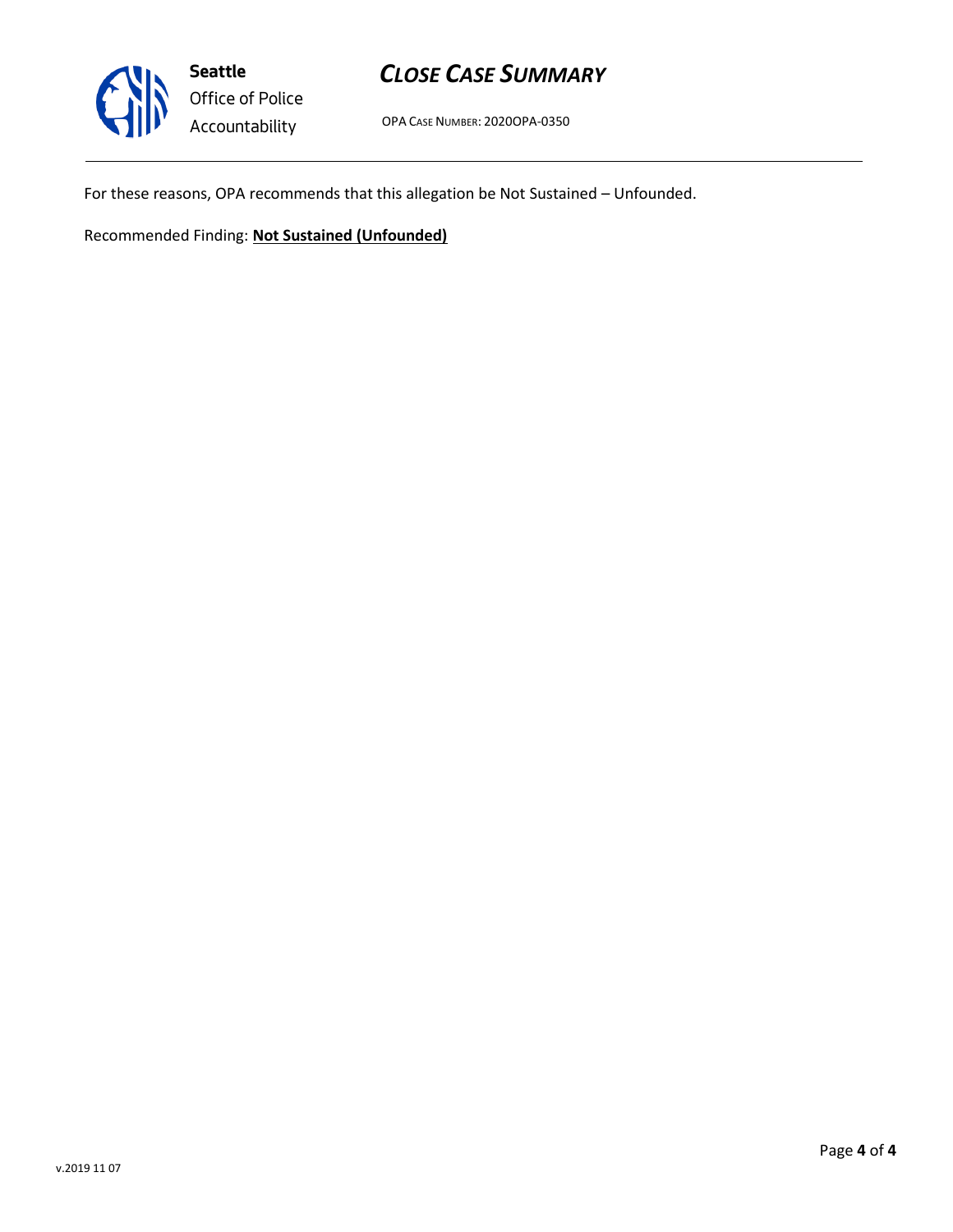For these reasons, OPA recommends that this allegation be Not Sustained – Unfounded.

Recommended Finding: **Not Sustained (Unfounded)**